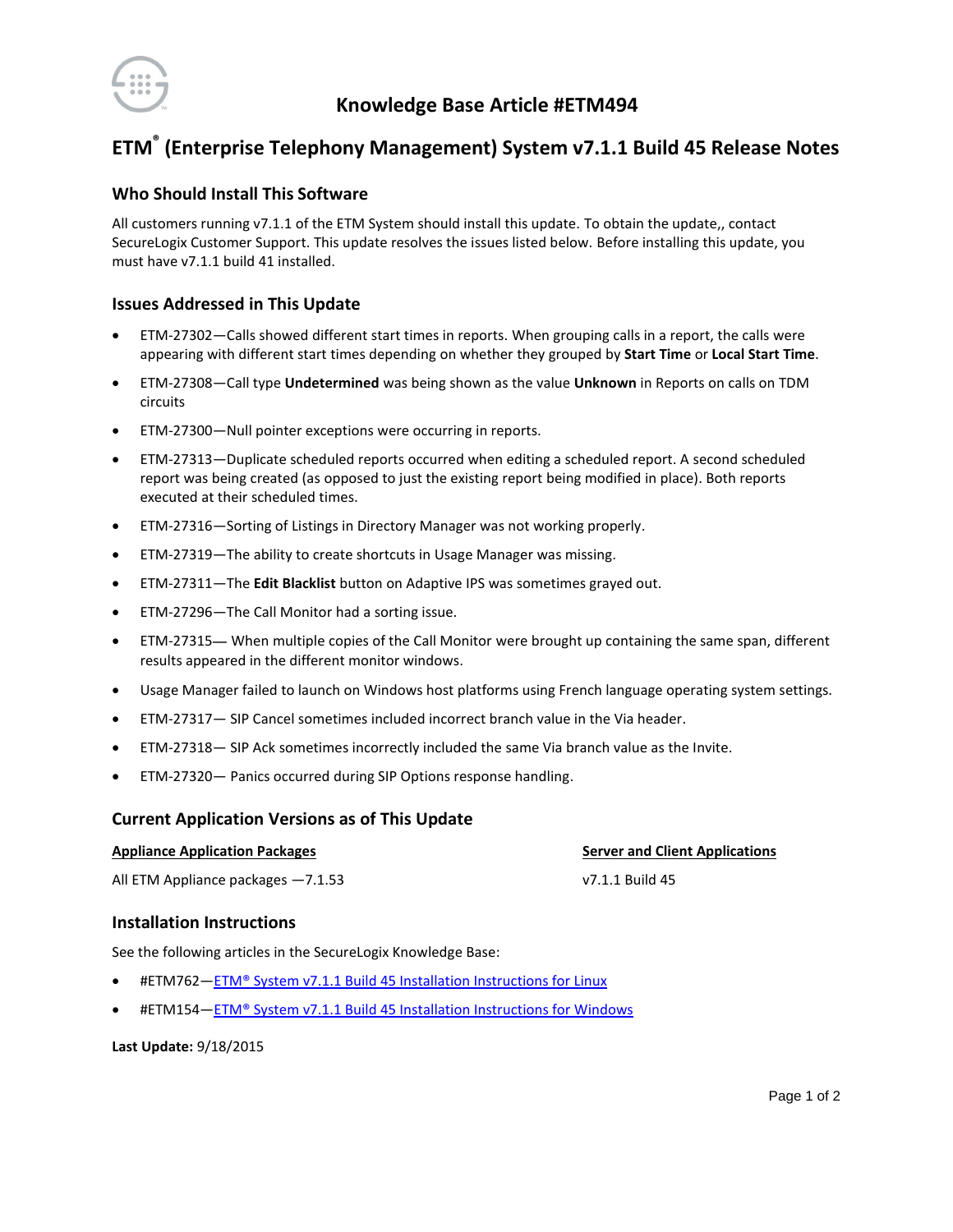# Knowledge Base Article #ETM494

# ETM® (Enterprise Telephony Management) System v7.1.1 Build 45 Release Notes

## Who Should Install This Software

All customers running v7.1.1 of the ETM System should install this update. To obtain the update,, contact SecureLogix Customer Support. This update resolves the issues listed below. Before installing this update, you must have v7.1.1 build 41 installed.

## Issues Addressed in This Update

- ETM-27302—Calls showed different start times in reports. When grouping calls in a report, the calls were appearing with different start times depending on whether they grouped by **Start Time** or **Local Start Time**.
- ETM-27308—Call type **Undetermined** was being shown as the value **Unknown** in Reports on calls on TDM circuits
- ETM-27300—Null pointer exceptions were occurring in reports.
- ETM-27313—Duplicate scheduled reports occurred when editing a scheduled report. A second scheduled report was being created (as opposed to just the existing report being modified in place). Both reports executed at their scheduled times.
- ETM-27316—Sorting of Listings in Directory Manager was not working properly.
- ETM-27319—The ability to create shortcuts in Usage Manager was missing.
- ETM-27311—The **Edit Blacklist** button on Adaptive IPS was sometimes grayed out.
- ETM-27296—The Call Monitor had a sorting issue.
- ETM-27315— When multiple copies of the Call Monitor were brought up containing the same span, different results appeared in the different monitor windows.
- Usage Manager failed to launch on Windows host platforms using French language operating system settings.
- ETM-27317— SIP Cancel sometimes included incorrect branch value in the Via header.
- ETM-27318— SIP Ack sometimes incorrectly included the same Via branch value as the Invite.
- ETM-27320— Panics occurred during SIP Options response handling.

## Current Application Versions as of This Update

| Appliance Application Packages | Server and Client Applications |
|---|---|
| All ETM Appliance packages —7.1.53 | v7.1.1 Build 45 |

## Installation Instructions

See the following articles in the SecureLogix Knowledge Base:

- #ETM762—ETM® System v7.1.1 Build 45 Installation Instructions for Linux
- #ETM154—ETM® System v7.1.1 Build 45 Installation Instructions for Windows

**Last Update:** 9/18/2015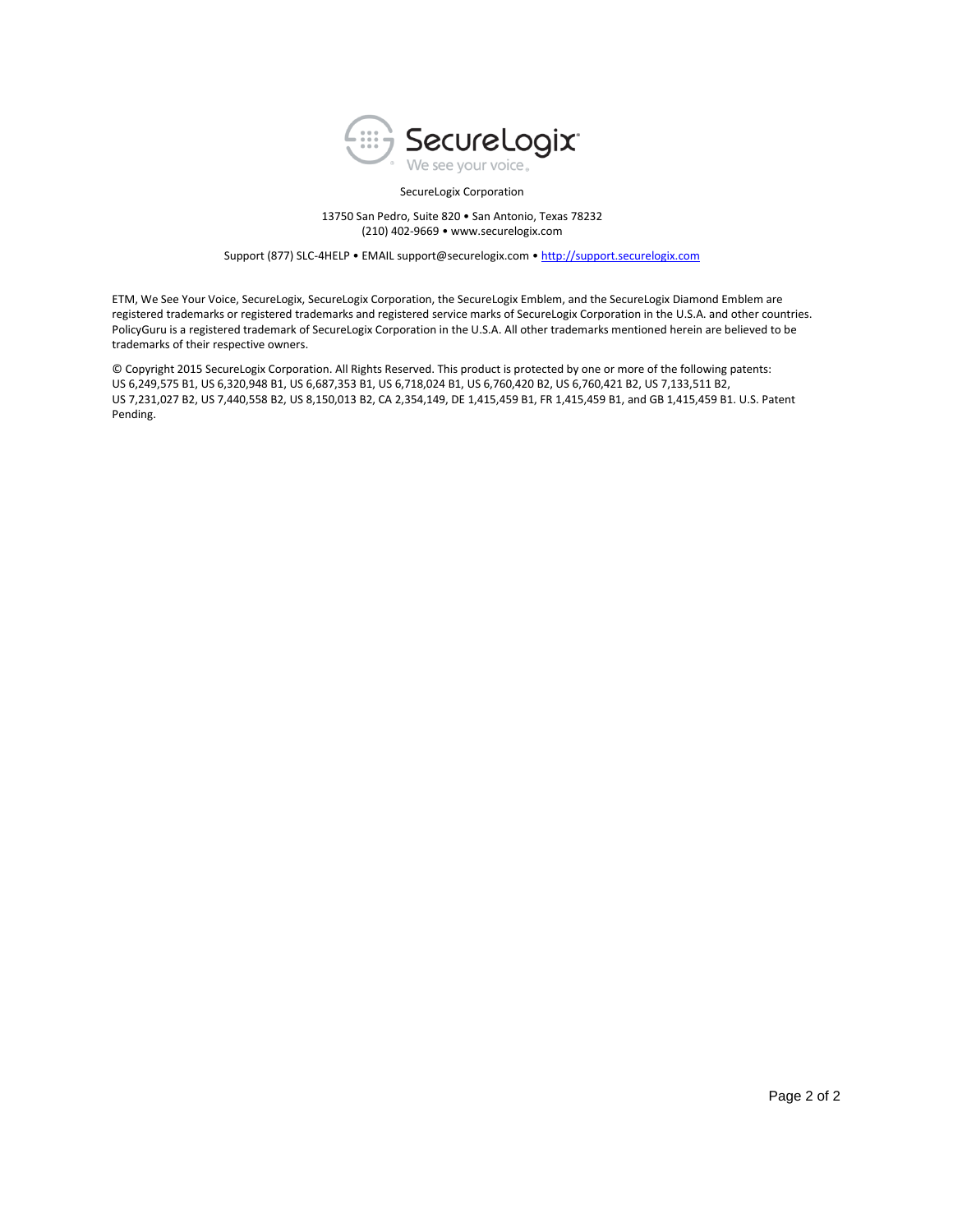SecureLogix
We see your voice.

SecureLogix Corporation

13750 San Pedro, Suite 820 • San Antonio, Texas 78232
(210) 402-9669 • www.securelogix.com

Support (877) SLC-4HELP • EMAIL support@securelogix.com • http://support.securelogix.com

ETM, We See Your Voice, SecureLogix, SecureLogix Corporation, the SecureLogix Emblem, and the SecureLogix Diamond Emblem are registered trademarks or registered trademarks and registered service marks of SecureLogix Corporation in the U.S.A. and other countries. PolicyGuru is a registered trademark of SecureLogix Corporation in the U.S.A. All other trademarks mentioned herein are believed to be trademarks of their respective owners.

© Copyright 2015 SecureLogix Corporation. All Rights Reserved. This product is protected by one or more of the following patents: US 6,249,575 B1, US 6,320,948 B1, US 6,687,353 B1, US 6,718,024 B1, US 6,760,420 B2, US 6,760,421 B2, US 7,133,511 B2, US 7,231,027 B2, US 7,440,558 B2, US 8,150,013 B2, CA 2,354,149, DE 1,415,459 B1, FR 1,415,459 B1, and GB 1,415,459 B1. U.S. Patent Pending.